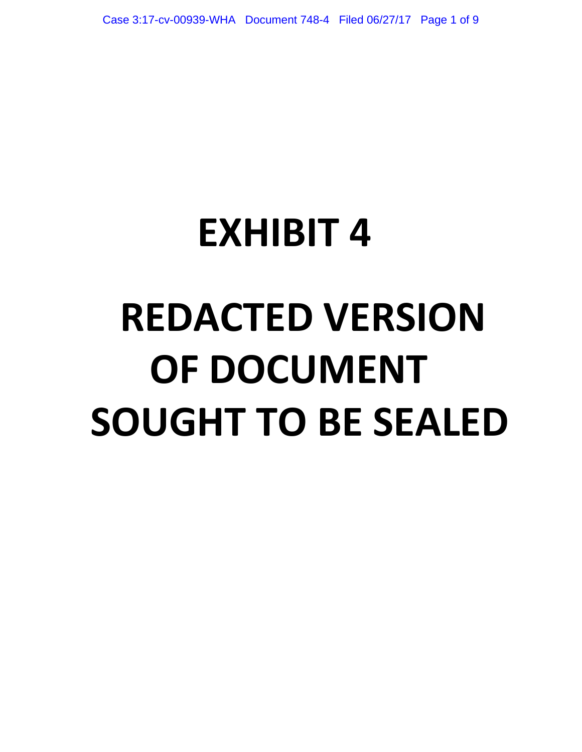# EXHIBIT 4

# REDACTED VERSION OF DOCUMENT SOUGHT TO BE SEALED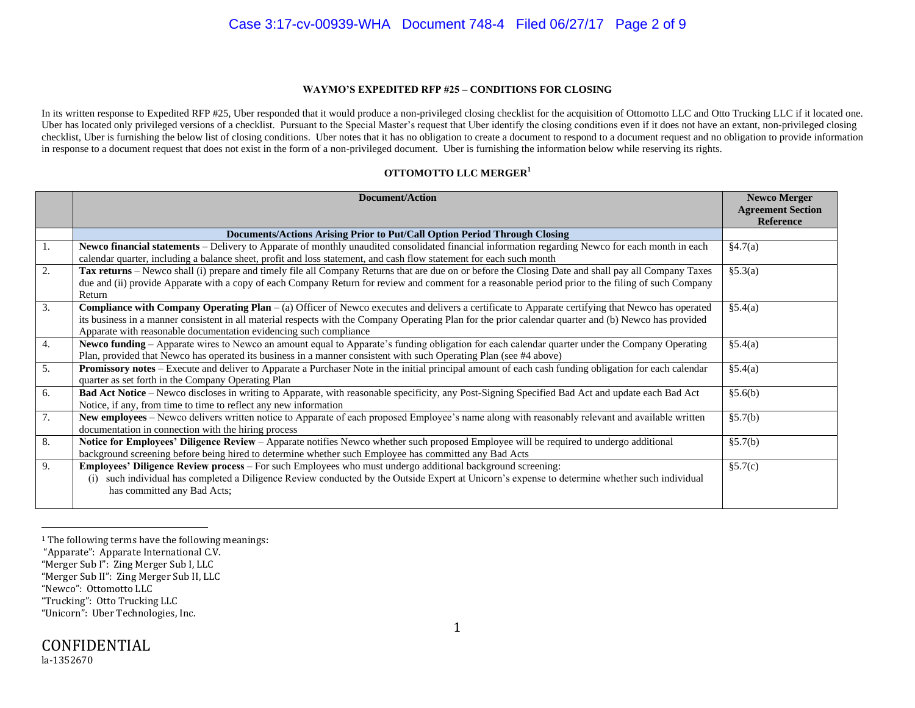**WAYMO'S EXPEDITED RFP #25 – CONDITIONS FOR CLOSING**

In its written response to Expedited RFP #25, Uber responded that it would produce a non-privileged closing checklist for the acquisition of Ottomotto LLC and Otto Trucking LLC if it located one. Uber has located only privileged versions of a checklist. Pursuant to the Special Master's request that Uber identify the closing conditions even if it does not have an extant, non-privileged closing checklist, Uber is furnishing the below list of closing conditions. Uber notes that it has no obligation to create a document to respond to a document request and no obligation to provide information in response to a document request that does not exist in the form of a non-privileged document. Uber is furnishing the information below while reserving its rights.

**OTTOMOTTO LLC MERGER[1]**

| | Document/Action | Newco Merger Agreement Section Reference |
|---|---|---|
| | **Documents/Actions Arising Prior to Put/Call Option Period Through Closing** | |
| 1. | **Newco financial statements** – Delivery to Apparate of monthly unaudited consolidated financial information regarding Newco for each month in each calendar quarter, including a balance sheet, profit and loss statement, and cash flow statement for each such month | §4.7(a) |
| 2. | **Tax returns** – Newco shall (i) prepare and timely file all Company Returns that are due on or before the Closing Date and shall pay all Company Taxes due and (ii) provide Apparate with a copy of each Company Return for review and comment for a reasonable period prior to the filing of such Company Return | §5.3(a) |
| 3. | **Compliance with Company Operating Plan** – (a) Officer of Newco executes and delivers a certificate to Apparate certifying that Newco has operated its business in a manner consistent in all material respects with the Company Operating Plan for the prior calendar quarter and (b) Newco has provided Apparate with reasonable documentation evidencing such compliance | §5.4(a) |
| 4. | **Newco funding** – Apparate wires to Newco an amount equal to Apparate's funding obligation for each calendar quarter under the Company Operating Plan, provided that Newco has operated its business in a manner consistent with such Operating Plan (see #4 above) | §5.4(a) |
| 5. | **Promissory notes** – Execute and deliver to Apparate a Purchaser Note in the initial principal amount of each cash funding obligation for each calendar quarter as set forth in the Company Operating Plan | §5.4(a) |
| 6. | **Bad Act Notice** – Newco discloses in writing to Apparate, with reasonable specificity, any Post-Signing Specified Bad Act and update each Bad Act Notice, if any, from time to time to reflect any new information | §5.6(b) |
| 7. | **New employees** – Newco delivers written notice to Apparate of each proposed Employee's name along with reasonably relevant and available written documentation in connection with the hiring process | §5.7(b) |
| 8. | **Notice for Employees' Diligence Review** – Apparate notifies Newco whether such proposed Employee will be required to undergo additional background screening before being hired to determine whether such Employee has committed any Bad Acts | §5.7(b) |
| 9. | **Employees' Diligence Review process** – For such Employees who must undergo additional background screening:<br>(i) such individual has completed a Diligence Review conducted by the Outside Expert at Unicorn's expense to determine whether such individual has committed any Bad Acts; | §5.7(c) |

[1] The following terms have the following meanings:
"Apparate": Apparate International C.V.
"Merger Sub I": Zing Merger Sub I, LLC
"Merger Sub II": Zing Merger Sub II, LLC
"Newco": Ottomotto LLC
"Trucking": Otto Trucking LLC
"Unicorn": Uber Technologies, Inc.

CONFIDENTIAL
la-1352670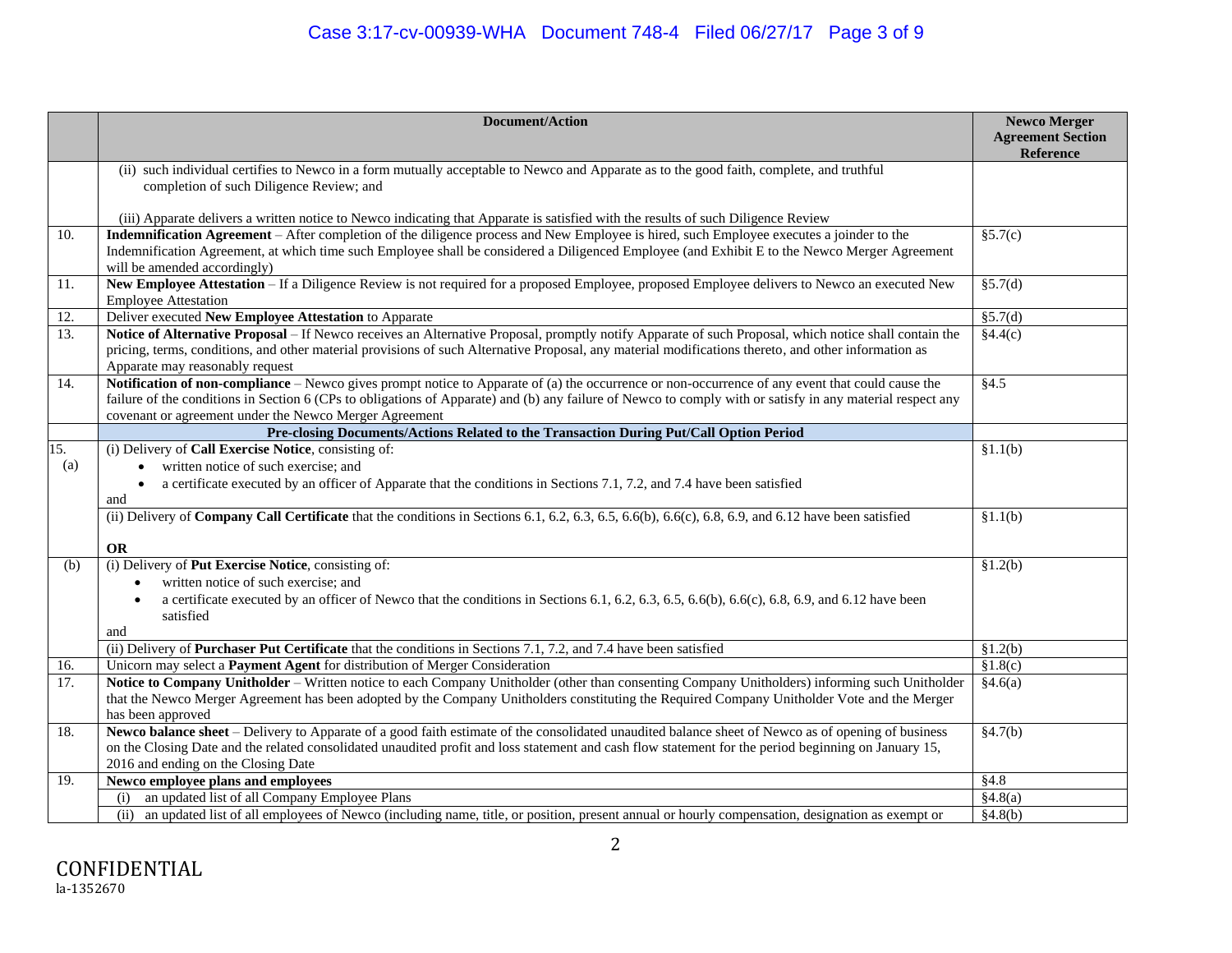| | Document/Action | Newco Merger Agreement Section Reference |
|---|---|---|
| | (ii) such individual certifies to Newco in a form mutually acceptable to Newco and Apparate as to the good faith, complete, and truthful completion of such Diligence Review; and<br><br>(iii) Apparate delivers a written notice to Newco indicating that Apparate is satisfied with the results of such Diligence Review | |
| 10. | **Indemnification Agreement** – After completion of the diligence process and New Employee is hired, such Employee executes a joinder to the Indemnification Agreement, at which time such Employee shall be considered a Diligenced Employee (and Exhibit E to the Newco Merger Agreement will be amended accordingly) | §5.7(c) |
| 11. | **New Employee Attestation** – If a Diligence Review is not required for a proposed Employee, proposed Employee delivers to Newco an executed New Employee Attestation | §5.7(d) |
| 12. | Deliver executed **New Employee Attestation** to Apparate | §5.7(d) |
| 13. | **Notice of Alternative Proposal** – If Newco receives an Alternative Proposal, promptly notify Apparate of such Proposal, which notice shall contain the pricing, terms, conditions, and other material provisions of such Alternative Proposal, any material modifications thereto, and other information as Apparate may reasonably request | §4.4(c) |
| 14. | **Notification of non-compliance** – Newco gives prompt notice to Apparate of (a) the occurrence or non-occurrence of any event that could cause the failure of the conditions in Section 6 (CPs to obligations of Apparate) and (b) any failure of Newco to comply with or satisfy in any material respect any covenant or agreement under the Newco Merger Agreement | §4.5 |
| | **Pre-closing Documents/Actions Related to the Transaction During Put/Call Option Period** | |
| 15. (a) | (i) Delivery of **Call Exercise Notice**, consisting of:<br>• written notice of such exercise; and<br>• a certificate executed by an officer of Apparate that the conditions in Sections 7.1, 7.2, and 7.4 have been satisfied<br>and | §1.1(b) |
| | (ii) Delivery of **Company Call Certificate** that the conditions in Sections 6.1, 6.2, 6.3, 6.5, 6.6(b), 6.6(c), 6.8, 6.9, and 6.12 have been satisfied<br><br>**OR** | §1.1(b) |
| (b) | (i) Delivery of **Put Exercise Notice**, consisting of:<br>• written notice of such exercise; and<br>• a certificate executed by an officer of Newco that the conditions in Sections 6.1, 6.2, 6.3, 6.5, 6.6(b), 6.6(c), 6.8, 6.9, and 6.12 have been satisfied<br>and | §1.2(b) |
| | (ii) Delivery of **Purchaser Put Certificate** that the conditions in Sections 7.1, 7.2, and 7.4 have been satisfied | §1.2(b) |
| 16. | Unicorn may select a **Payment Agent** for distribution of Merger Consideration | §1.8(c) |
| 17. | **Notice to Company Unitholder** – Written notice to each Company Unitholder (other than consenting Company Unitholders) informing such Unitholder that the Newco Merger Agreement has been adopted by the Company Unitholders constituting the Required Company Unitholder Vote and the Merger has been approved | §4.6(a) |
| 18. | **Newco balance sheet** – Delivery to Apparate of a good faith estimate of the consolidated unaudited balance sheet of Newco as of opening of business on the Closing Date and the related consolidated unaudited profit and loss statement and cash flow statement for the period beginning on January 15, 2016 and ending on the Closing Date | §4.7(b) |
| 19. | **Newco employee plans and employees** | §4.8 |
| | (i) an updated list of all Company Employee Plans | §4.8(a) |
| | (ii) an updated list of all employees of Newco (including name, title, or position, present annual or hourly compensation, designation as exempt or | §4.8(b) |

CONFIDENTIAL
la-1352670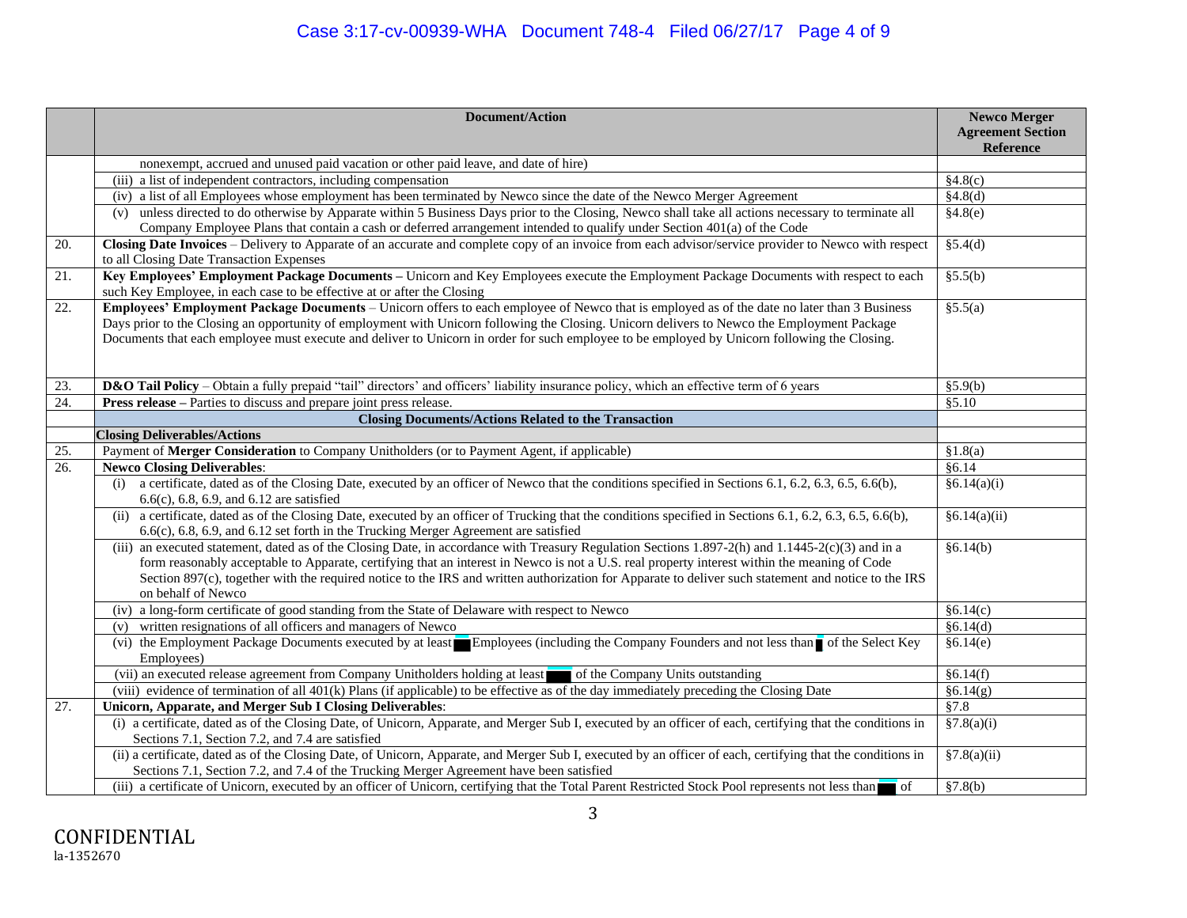| | Document/Action | Newco Merger Agreement Section Reference |
|---|---|---|
| | nonexempt, accrued and unused paid vacation or other paid leave, and date of hire) | |
| | (iii) a list of independent contractors, including compensation | §4.8(c) |
| | (iv) a list of all Employees whose employment has been terminated by Newco since the date of the Newco Merger Agreement | §4.8(d) |
| | (v) unless directed to do otherwise by Apparate within 5 Business Days prior to the Closing, Newco shall take all actions necessary to terminate all Company Employee Plans that contain a cash or deferred arrangement intended to qualify under Section 401(a) of the Code | §4.8(e) |
| 20. | **Closing Date Invoices** – Delivery to Apparate of an accurate and complete copy of an invoice from each advisor/service provider to Newco with respect to all Closing Date Transaction Expenses | §5.4(d) |
| 21. | **Key Employees' Employment Package Documents –** Unicorn and Key Employees execute the Employment Package Documents with respect to each such Key Employee, in each case to be effective at or after the Closing | §5.5(b) |
| 22. | **Employees' Employment Package Documents** – Unicorn offers to each employee of Newco that is employed as of the date no later than 3 Business Days prior to the Closing an opportunity of employment with Unicorn following the Closing. Unicorn delivers to Newco the Employment Package Documents that each employee must execute and deliver to Unicorn in order for such employee to be employed by Unicorn following the Closing. | §5.5(a) |
| 23. | **D&O Tail Policy** – Obtain a fully prepaid "tail" directors' and officers' liability insurance policy, which an effective term of 6 years | §5.9(b) |
| 24. | **Press release –** Parties to discuss and prepare joint press release. | §5.10 |
| | **Closing Documents/Actions Related to the Transaction** | |
| | **Closing Deliverables/Actions** | |
| 25. | Payment of **Merger Consideration** to Company Unitholders (or to Payment Agent, if applicable) | §1.8(a) |
| 26. | **Newco Closing Deliverables**: | §6.14 |
| | (i) a certificate, dated as of the Closing Date, executed by an officer of Newco that the conditions specified in Sections 6.1, 6.2, 6.3, 6.5, 6.6(b), 6.6(c), 6.8, 6.9, and 6.12 are satisfied | §6.14(a)(i) |
| | (ii) a certificate, dated as of the Closing Date, executed by an officer of Trucking that the conditions specified in Sections 6.1, 6.2, 6.3, 6.5, 6.6(b), 6.6(c), 6.8, 6.9, and 6.12 set forth in the Trucking Merger Agreement are satisfied | §6.14(a)(ii) |
| | (iii) an executed statement, dated as of the Closing Date, in accordance with Treasury Regulation Sections 1.897-2(h) and 1.1445-2(c)(3) and in a form reasonably acceptable to Apparate, certifying that an interest in Newco is not a U.S. real property interest within the meaning of Code Section 897(c), together with the required notice to the IRS and written authorization for Apparate to deliver such statement and notice to the IRS on behalf of Newco | §6.14(b) |
| | (iv) a long-form certificate of good standing from the State of Delaware with respect to Newco | §6.14(c) |
| | (v) written resignations of all officers and managers of Newco | §6.14(d) |
| | (vi) the Employment Package Documents executed by at least ██ Employees (including the Company Founders and not less than █ of the Select Key Employees) | §6.14(e) |
| | (vii) an executed release agreement from Company Unitholders holding at least ███ of the Company Units outstanding | §6.14(f) |
| | (viii) evidence of termination of all 401(k) Plans (if applicable) to be effective as of the day immediately preceding the Closing Date | §6.14(g) |
| 27. | **Unicorn, Apparate, and Merger Sub I Closing Deliverables**: | §7.8 |
| | (i) a certificate, dated as of the Closing Date, of Unicorn, Apparate, and Merger Sub I, executed by an officer of each, certifying that the conditions in Sections 7.1, Section 7.2, and 7.4 are satisfied | §7.8(a)(i) |
| | (ii) a certificate, dated as of the Closing Date, of Unicorn, Apparate, and Merger Sub I, executed by an officer of each, certifying that the conditions in Sections 7.1, Section 7.2, and 7.4 of the Trucking Merger Agreement have been satisfied | §7.8(a)(ii) |
| | (iii) a certificate of Unicorn, executed by an officer of Unicorn, certifying that the Total Parent Restricted Stock Pool represents not less than ██ of | §7.8(b) |

CONFIDENTIAL
la-1352670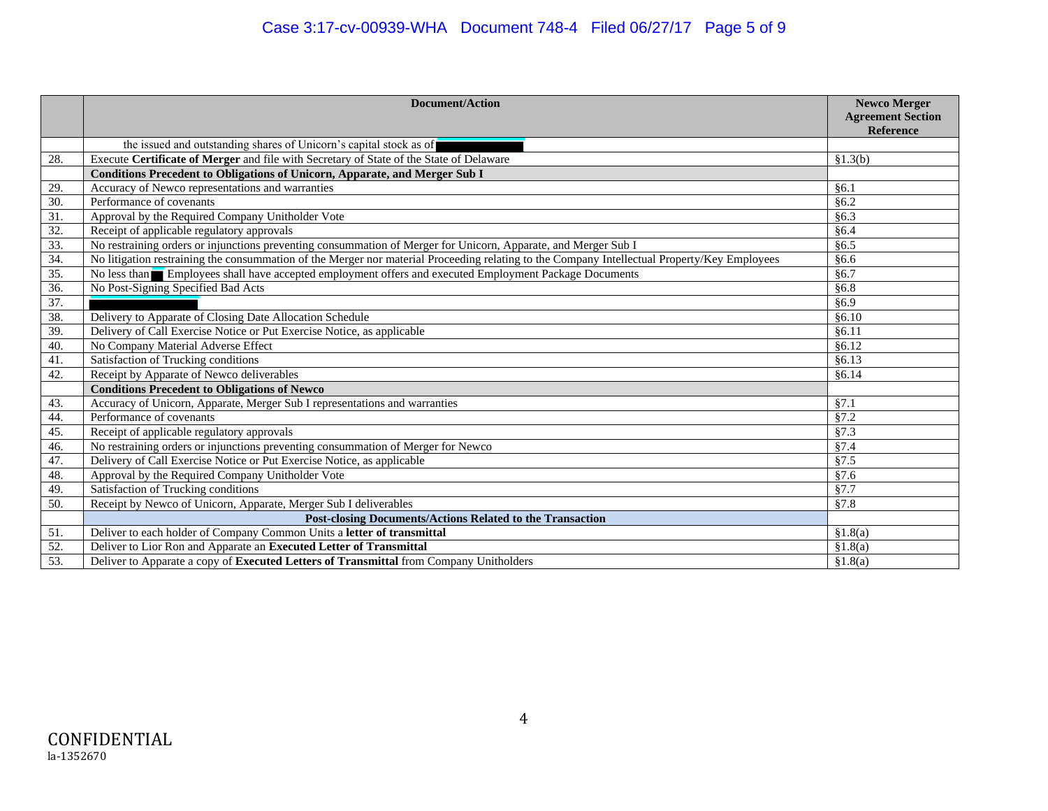| | Document/Action | Newco Merger Agreement Section Reference |
|---|---|---|
| | the issued and outstanding shares of Unicorn's capital stock as of [REDACTED] | |
| 28. | Execute **Certificate of Merger** and file with Secretary of State of the State of Delaware | §1.3(b) |
| | **Conditions Precedent to Obligations of Unicorn, Apparate, and Merger Sub I** | |
| 29. | Accuracy of Newco representations and warranties | §6.1 |
| 30. | Performance of covenants | §6.2 |
| 31. | Approval by the Required Company Unitholder Vote | §6.3 |
| 32. | Receipt of applicable regulatory approvals | §6.4 |
| 33. | No restraining orders or injunctions preventing consummation of Merger for Unicorn, Apparate, and Merger Sub I | §6.5 |
| 34. | No litigation restraining the consummation of the Merger nor material Proceeding relating to the Company Intellectual Property/Key Employees | §6.6 |
| 35. | No less than [REDACTED] Employees shall have accepted employment offers and executed Employment Package Documents | §6.7 |
| 36. | No Post-Signing Specified Bad Acts | §6.8 |
| 37. | [REDACTED] | §6.9 |
| 38. | Delivery to Apparate of Closing Date Allocation Schedule | §6.10 |
| 39. | Delivery of Call Exercise Notice or Put Exercise Notice, as applicable | §6.11 |
| 40. | No Company Material Adverse Effect | §6.12 |
| 41. | Satisfaction of Trucking conditions | §6.13 |
| 42. | Receipt by Apparate of Newco deliverables | §6.14 |
| | **Conditions Precedent to Obligations of Newco** | |
| 43. | Accuracy of Unicorn, Apparate, Merger Sub I representations and warranties | §7.1 |
| 44. | Performance of covenants | §7.2 |
| 45. | Receipt of applicable regulatory approvals | §7.3 |
| 46. | No restraining orders or injunctions preventing consummation of Merger for Newco | §7.4 |
| 47. | Delivery of Call Exercise Notice or Put Exercise Notice, as applicable | §7.5 |
| 48. | Approval by the Required Company Unitholder Vote | §7.6 |
| 49. | Satisfaction of Trucking conditions | §7.7 |
| 50. | Receipt by Newco of Unicorn, Apparate, Merger Sub I deliverables | §7.8 |
| | **Post-closing Documents/Actions Related to the Transaction** | |
| 51. | Deliver to each holder of Company Common Units a **letter of transmittal** | §1.8(a) |
| 52. | Deliver to Lior Ron and Apparate an **Executed Letter of Transmittal** | §1.8(a) |
| 53. | Deliver to Apparate a copy of **Executed Letters of Transmittal** from Company Unitholders | §1.8(a) |

CONFIDENTIAL
la-1352670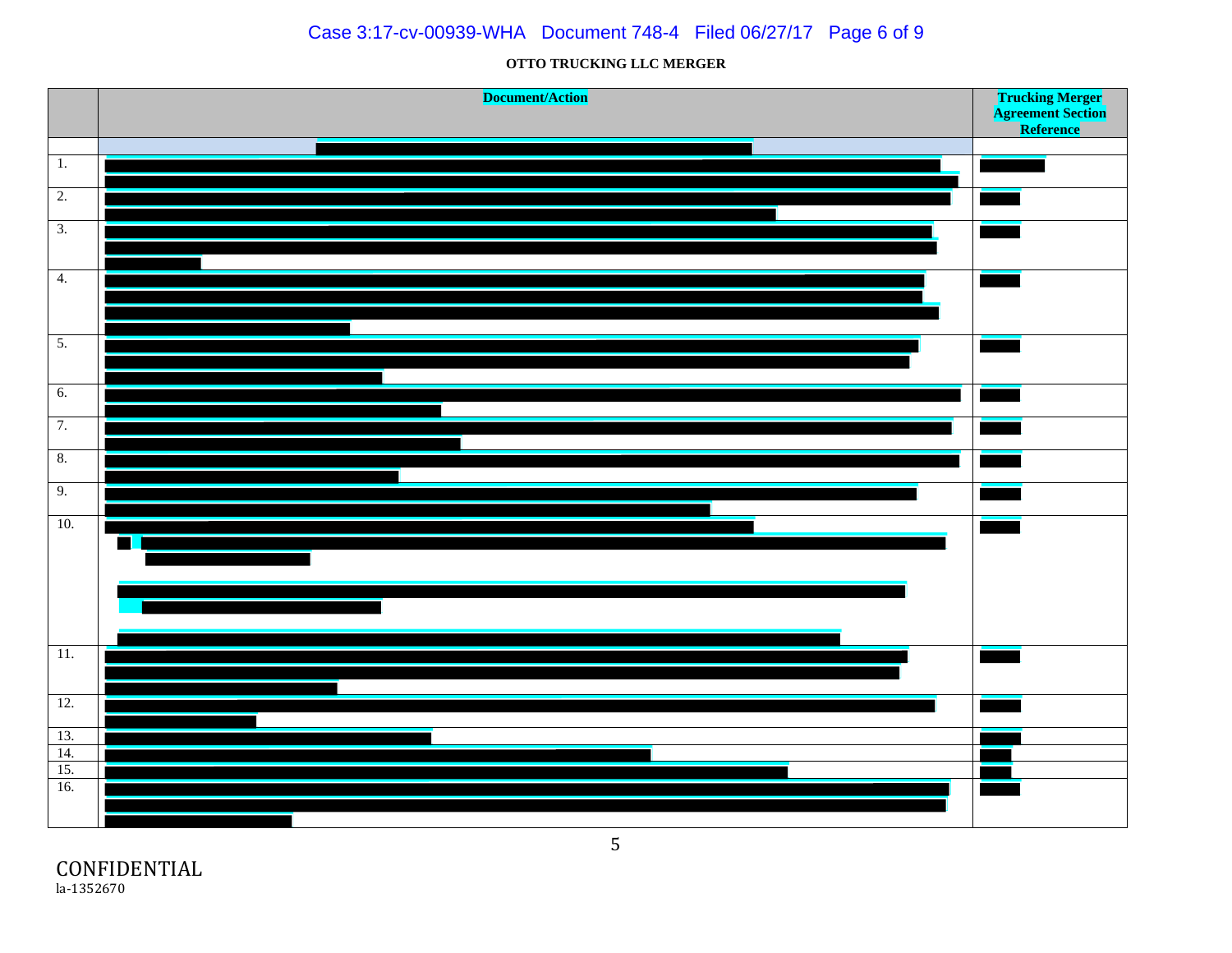**OTTO TRUCKING LLC MERGER**

| | Document/Action | Trucking Merger Agreement Section Reference |
|---|---|---|
| | | |
| 1. | | |
| 2. | | |
| 3. | | |
| 4. | | |
| 5. | | |
| 6. | | |
| 7. | | |
| 8. | | |
| 9. | | |
| 10. | | |
| 11. | | |
| 12. | | |
| 13. | | |
| 14. | | |
| 15. | | |
| 16. | | |

CONFIDENTIAL
la-1352670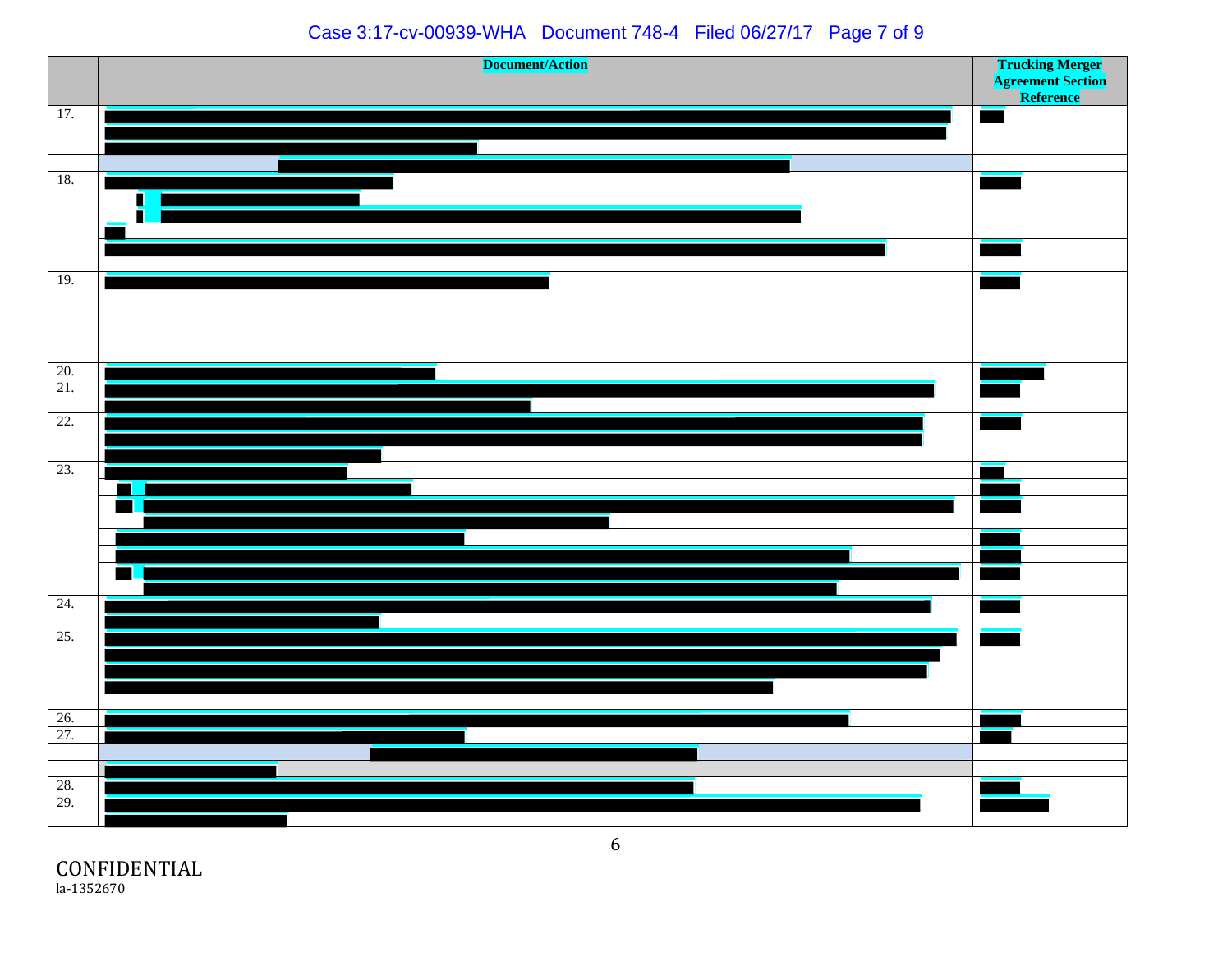|  | Document/Action | Trucking Merger Agreement Section Reference |
| --- | --- | --- |
| 17. |  |  |
|  |  |  |
| 18. |  |  |
|  |  |  |
| 19. |  |  |
| 20. |  |  |
| 21. |  |  |
| 22. |  |  |
| 23. |  |  |
|  |  |  |
|  |  |  |
|  |  |  |
|  |  |  |
|  |  |  |
| 24. |  |  |
| 25. |  |  |
| 26. |  |  |
| 27. |  |  |
|  |  |  |
|  |  |  |
| 28. |  |  |
| 29. |  |  |

CONFIDENTIAL
la-1352670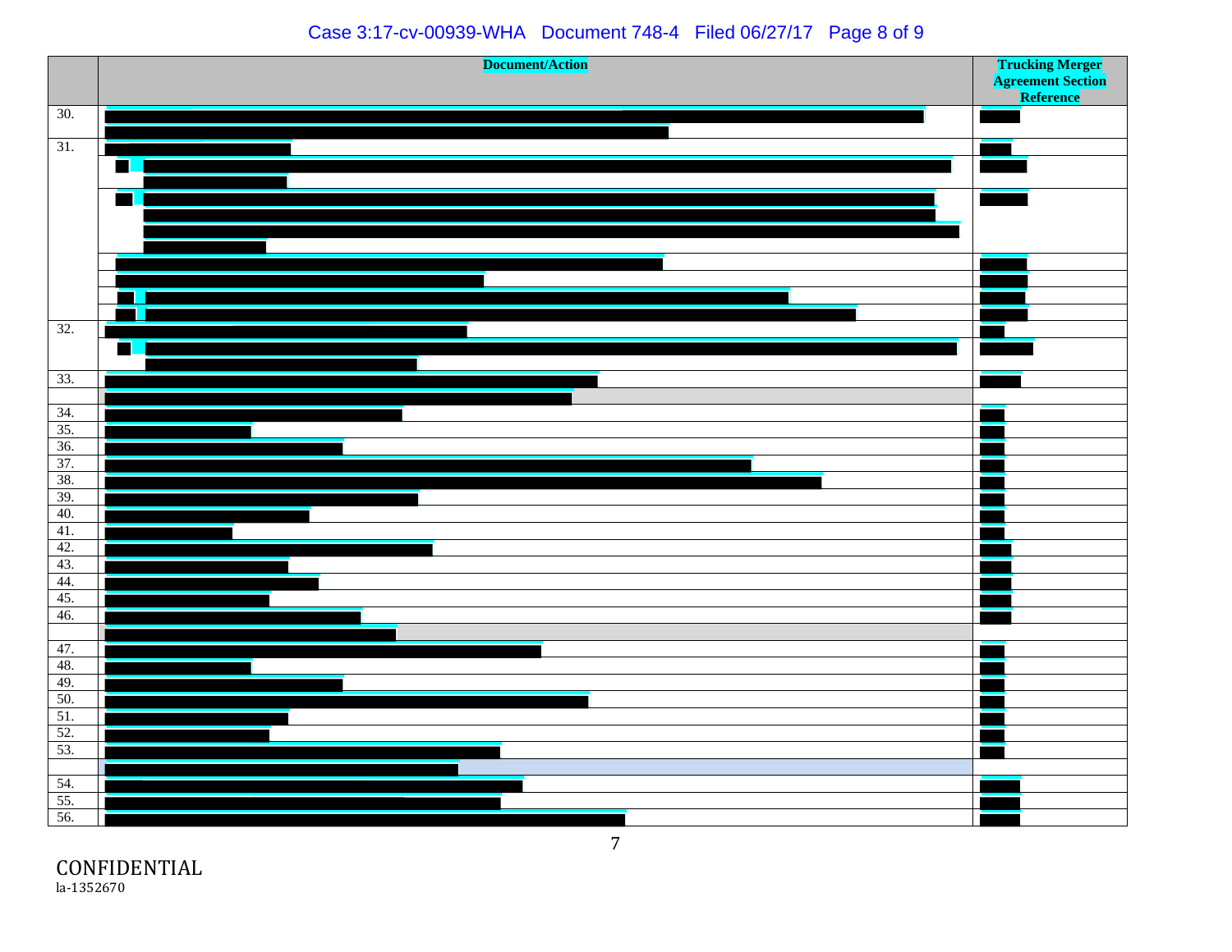| | Document/Action | Trucking Merger Agreement Section Reference |
|---|---|---|
| 30. | | |
| 31. | | |
| | | |
| | | |
| | | |
| | | |
| | | |
| | | |
| 32. | | |
| | | |
| 33. | | |
| | | |
| 34. | | |
| 35. | | |
| 36. | | |
| 37. | | |
| 38. | | |
| 39. | | |
| 40. | | |
| 41. | | |
| 42. | | |
| 43. | | |
| 44. | | |
| 45. | | |
| 46. | | |
| | | |
| 47. | | |
| 48. | | |
| 49. | | |
| 50. | | |
| 51. | | |
| 52. | | |
| 53. | | |
| | | |
| 54. | | |
| 55. | | |
| 56. | | |

CONFIDENTIAL
la-1352670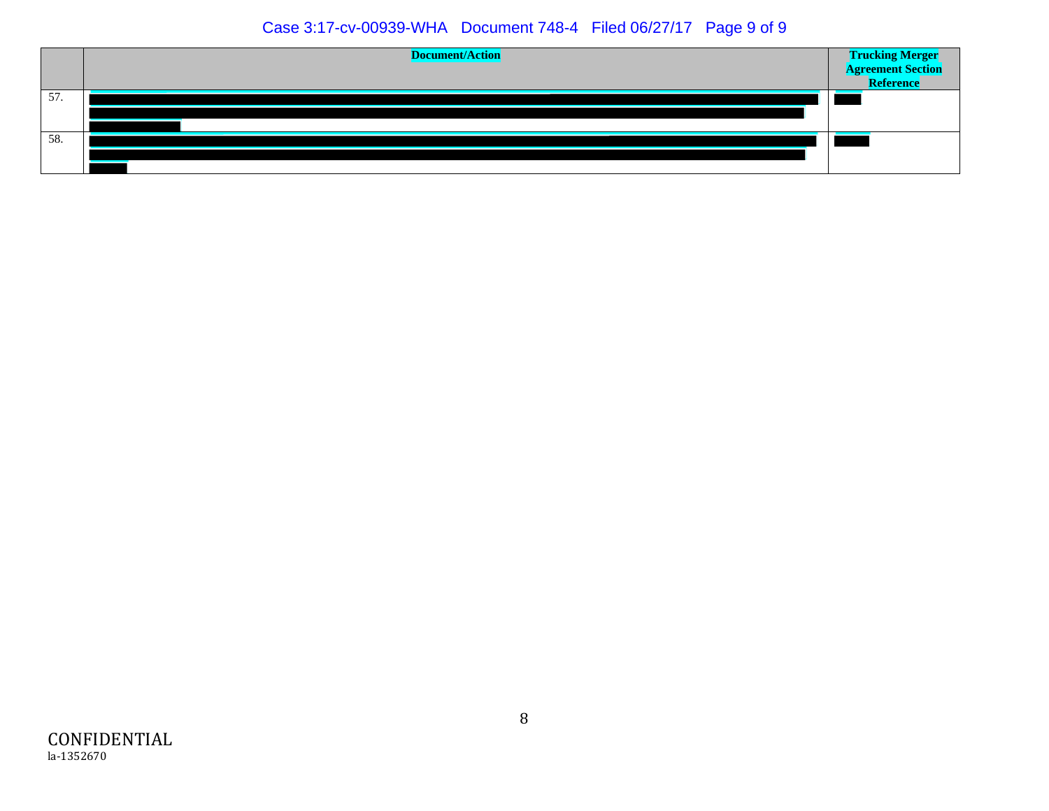| | Document/Action | Trucking Merger Agreement Section Reference |
|---|---|---|
| 57. | | |
| 58. | | |

CONFIDENTIAL
la-1352670